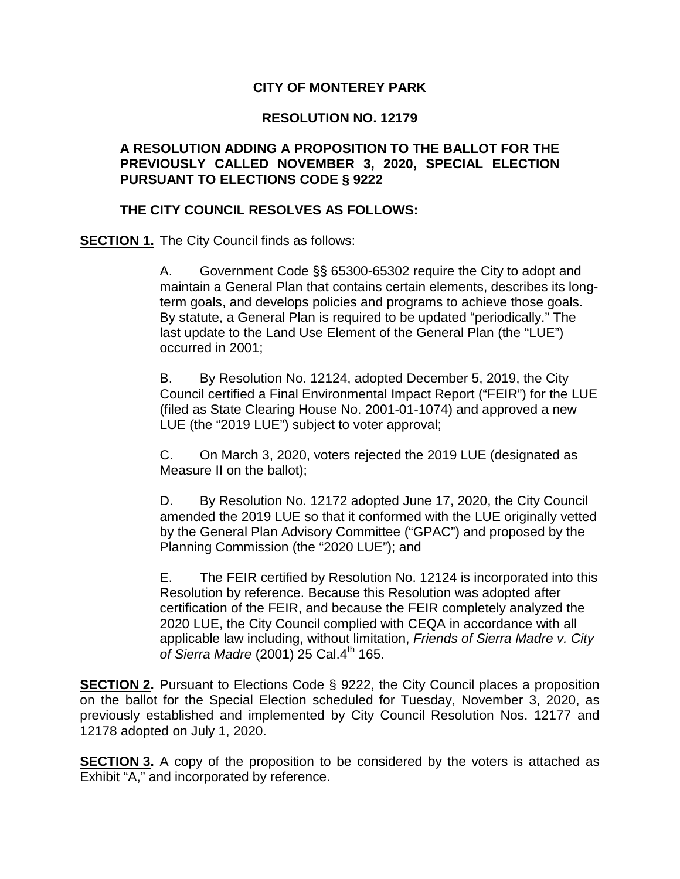**CITY OF MONTEREY PARK**

**RESOLUTION NO. 12179**

**A RESOLUTION ADDING A PROPOSITION TO THE BALLOT FOR THE PREVIOUSLY CALLED NOVEMBER 3, 2020, SPECIAL ELECTION PURSUANT TO ELECTIONS CODE § 9222**

**THE CITY COUNCIL RESOLVES AS FOLLOWS:**

**SECTION 1.** The City Council finds as follows:

A. Government Code §§ 65300-65302 require the City to adopt and maintain a General Plan that contains certain elements, describes its long-term goals, and develops policies and programs to achieve those goals. By statute, a General Plan is required to be updated "periodically." The last update to the Land Use Element of the General Plan (the "LUE") occurred in 2001;

B. By Resolution No. 12124, adopted December 5, 2019, the City Council certified a Final Environmental Impact Report ("FEIR") for the LUE (filed as State Clearing House No. 2001-01-1074) and approved a new LUE (the "2019 LUE") subject to voter approval;

C. On March 3, 2020, voters rejected the 2019 LUE (designated as Measure II on the ballot);

D. By Resolution No. 12172 adopted June 17, 2020, the City Council amended the 2019 LUE so that it conformed with the LUE originally vetted by the General Plan Advisory Committee ("GPAC") and proposed by the Planning Commission (the "2020 LUE"); and

E. The FEIR certified by Resolution No. 12124 is incorporated into this Resolution by reference. Because this Resolution was adopted after certification of the FEIR, and because the FEIR completely analyzed the 2020 LUE, the City Council complied with CEQA in accordance with all applicable law including, without limitation, *Friends of Sierra Madre v. City of Sierra Madre* (2001) 25 Cal.4th 165.

**SECTION 2.** Pursuant to Elections Code § 9222, the City Council places a proposition on the ballot for the Special Election scheduled for Tuesday, November 3, 2020, as previously established and implemented by City Council Resolution Nos. 12177 and 12178 adopted on July 1, 2020.

**SECTION 3.** A copy of the proposition to be considered by the voters is attached as Exhibit "A," and incorporated by reference.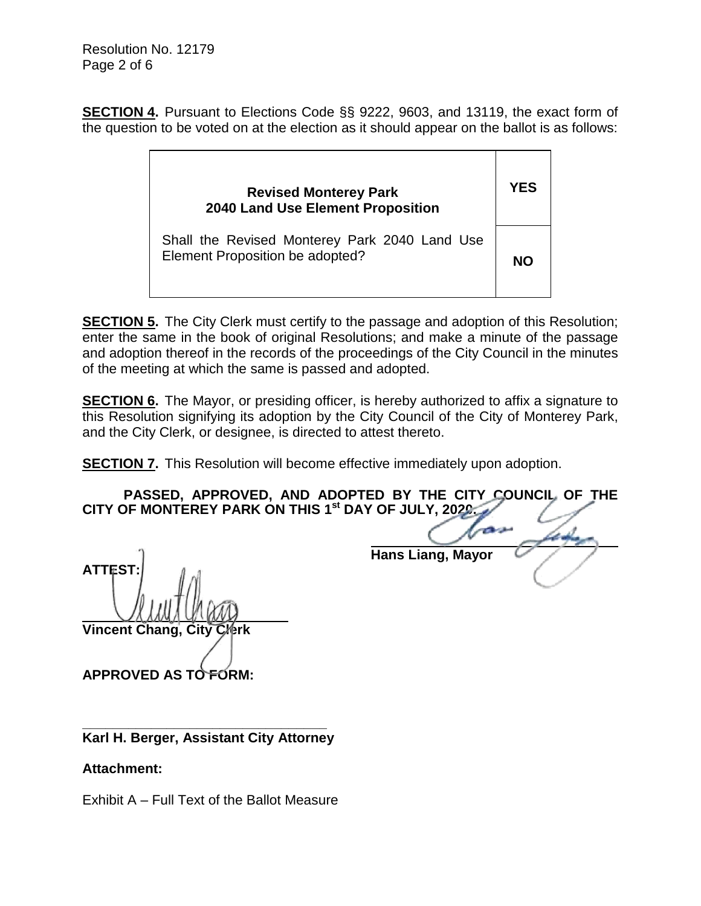**SECTION 4.** Pursuant to Elections Code §§ 9222, 9603, and 13119, the exact form of the question to be voted on at the election as it should appear on the ballot is as follows:

| **Revised Monterey Park 2040 Land Use Element Proposition** | **YES** |
|---|---|
| Shall the Revised Monterey Park 2040 Land Use Element Proposition be adopted? | **NO** |

**SECTION 5.** The City Clerk must certify to the passage and adoption of this Resolution; enter the same in the book of original Resolutions; and make a minute of the passage and adoption thereof in the records of the proceedings of the City Council in the minutes of the meeting at which the same is passed and adopted.

**SECTION 6.** The Mayor, or presiding officer, is hereby authorized to affix a signature to this Resolution signifying its adoption by the City Council of the City of Monterey Park, and the City Clerk, or designee, is directed to attest thereto.

**SECTION 7.** This Resolution will become effective immediately upon adoption.

**PASSED, APPROVED, AND ADOPTED BY THE CITY COUNCIL OF THE CITY OF MONTEREY PARK ON THIS 1st DAY OF JULY, 2020.**

**Hans Liang, Mayor**

**ATTEST:**

**Vincent Chang, City Clerk**

**APPROVED AS TO FORM:**

**Karl H. Berger, Assistant City Attorney**

**Attachment:**

Exhibit A – Full Text of the Ballot Measure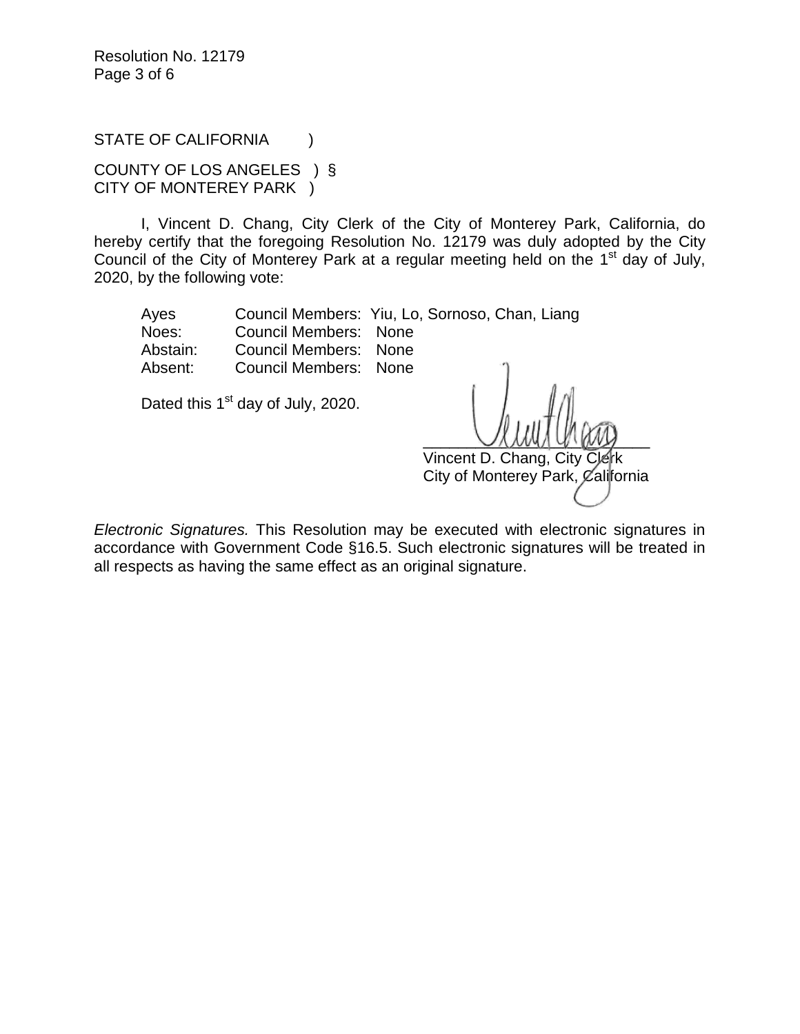STATE OF CALIFORNIA )

COUNTY OF LOS ANGELES ) §
CITY OF MONTEREY PARK )

I, Vincent D. Chang, City Clerk of the City of Monterey Park, California, do hereby certify that the foregoing Resolution No. 12179 was duly adopted by the City Council of the City of Monterey Park at a regular meeting held on the 1st day of July, 2020, by the following vote:

| | | |
|---|---|---|
| Ayes | Council Members: | Yiu, Lo, Sornoso, Chan, Liang |
| Noes: | Council Members: | None |
| Abstain: | Council Members: | None |
| Absent: | Council Members: | None |

Dated this 1st day of July, 2020.

\_\_\_\_\_\_\_\_\_\_\_\_\_\_\_\_\_\_\_\_\_\_\_\_\_\_
Vincent D. Chang, City Clerk
City of Monterey Park, California

*Electronic Signatures.* This Resolution may be executed with electronic signatures in accordance with Government Code §16.5. Such electronic signatures will be treated in all respects as having the same effect as an original signature.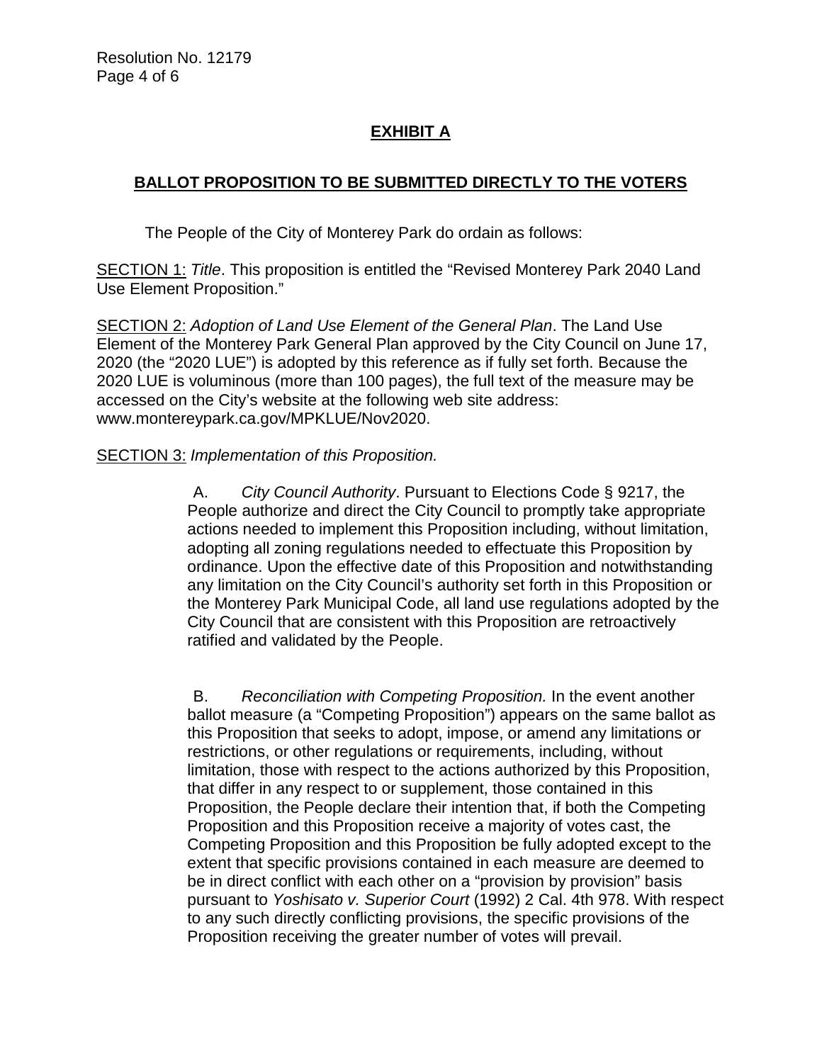## EXHIBIT A

## BALLOT PROPOSITION TO BE SUBMITTED DIRECTLY TO THE VOTERS

The People of the City of Monterey Park do ordain as follows:

SECTION 1: *Title*. This proposition is entitled the "Revised Monterey Park 2040 Land Use Element Proposition."

SECTION 2: *Adoption of Land Use Element of the General Plan*. The Land Use Element of the Monterey Park General Plan approved by the City Council on June 17, 2020 (the "2020 LUE") is adopted by this reference as if fully set forth. Because the 2020 LUE is voluminous (more than 100 pages), the full text of the measure may be accessed on the City's website at the following web site address: www.montereypark.ca.gov/MPKLUE/Nov2020.

SECTION 3: *Implementation of this Proposition.*

A. *City Council Authority*. Pursuant to Elections Code § 9217, the People authorize and direct the City Council to promptly take appropriate actions needed to implement this Proposition including, without limitation, adopting all zoning regulations needed to effectuate this Proposition by ordinance. Upon the effective date of this Proposition and notwithstanding any limitation on the City Council's authority set forth in this Proposition or the Monterey Park Municipal Code, all land use regulations adopted by the City Council that are consistent with this Proposition are retroactively ratified and validated by the People.

B. *Reconciliation with Competing Proposition.* In the event another ballot measure (a "Competing Proposition") appears on the same ballot as this Proposition that seeks to adopt, impose, or amend any limitations or restrictions, or other regulations or requirements, including, without limitation, those with respect to the actions authorized by this Proposition, that differ in any respect to or supplement, those contained in this Proposition, the People declare their intention that, if both the Competing Proposition and this Proposition receive a majority of votes cast, the Competing Proposition and this Proposition be fully adopted except to the extent that specific provisions contained in each measure are deemed to be in direct conflict with each other on a "provision by provision" basis pursuant to *Yoshisato v. Superior Court* (1992) 2 Cal. 4th 978. With respect to any such directly conflicting provisions, the specific provisions of the Proposition receiving the greater number of votes will prevail.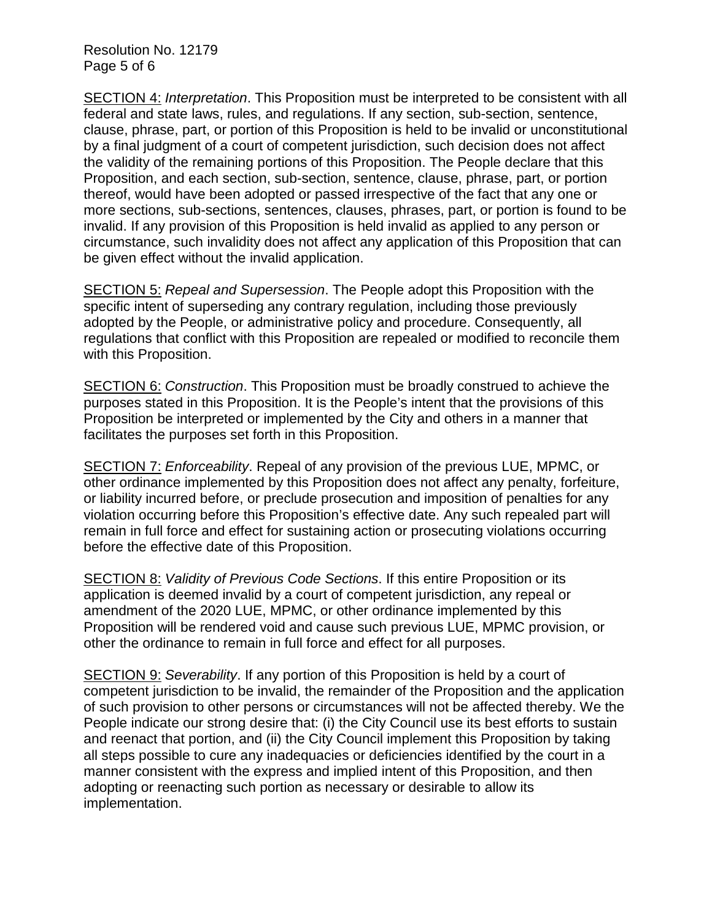SECTION 4: *Interpretation*. This Proposition must be interpreted to be consistent with all federal and state laws, rules, and regulations. If any section, sub-section, sentence, clause, phrase, part, or portion of this Proposition is held to be invalid or unconstitutional by a final judgment of a court of competent jurisdiction, such decision does not affect the validity of the remaining portions of this Proposition. The People declare that this Proposition, and each section, sub-section, sentence, clause, phrase, part, or portion thereof, would have been adopted or passed irrespective of the fact that any one or more sections, sub-sections, sentences, clauses, phrases, part, or portion is found to be invalid. If any provision of this Proposition is held invalid as applied to any person or circumstance, such invalidity does not affect any application of this Proposition that can be given effect without the invalid application.

SECTION 5: *Repeal and Supersession*. The People adopt this Proposition with the specific intent of superseding any contrary regulation, including those previously adopted by the People, or administrative policy and procedure. Consequently, all regulations that conflict with this Proposition are repealed or modified to reconcile them with this Proposition.

SECTION 6: *Construction*. This Proposition must be broadly construed to achieve the purposes stated in this Proposition. It is the People's intent that the provisions of this Proposition be interpreted or implemented by the City and others in a manner that facilitates the purposes set forth in this Proposition.

SECTION 7: *Enforceability*. Repeal of any provision of the previous LUE, MPMC, or other ordinance implemented by this Proposition does not affect any penalty, forfeiture, or liability incurred before, or preclude prosecution and imposition of penalties for any violation occurring before this Proposition's effective date. Any such repealed part will remain in full force and effect for sustaining action or prosecuting violations occurring before the effective date of this Proposition.

SECTION 8: *Validity of Previous Code Sections*. If this entire Proposition or its application is deemed invalid by a court of competent jurisdiction, any repeal or amendment of the 2020 LUE, MPMC, or other ordinance implemented by this Proposition will be rendered void and cause such previous LUE, MPMC provision, or other the ordinance to remain in full force and effect for all purposes.

SECTION 9: *Severability*. If any portion of this Proposition is held by a court of competent jurisdiction to be invalid, the remainder of the Proposition and the application of such provision to other persons or circumstances will not be affected thereby. We the People indicate our strong desire that: (i) the City Council use its best efforts to sustain and reenact that portion, and (ii) the City Council implement this Proposition by taking all steps possible to cure any inadequacies or deficiencies identified by the court in a manner consistent with the express and implied intent of this Proposition, and then adopting or reenacting such portion as necessary or desirable to allow its implementation.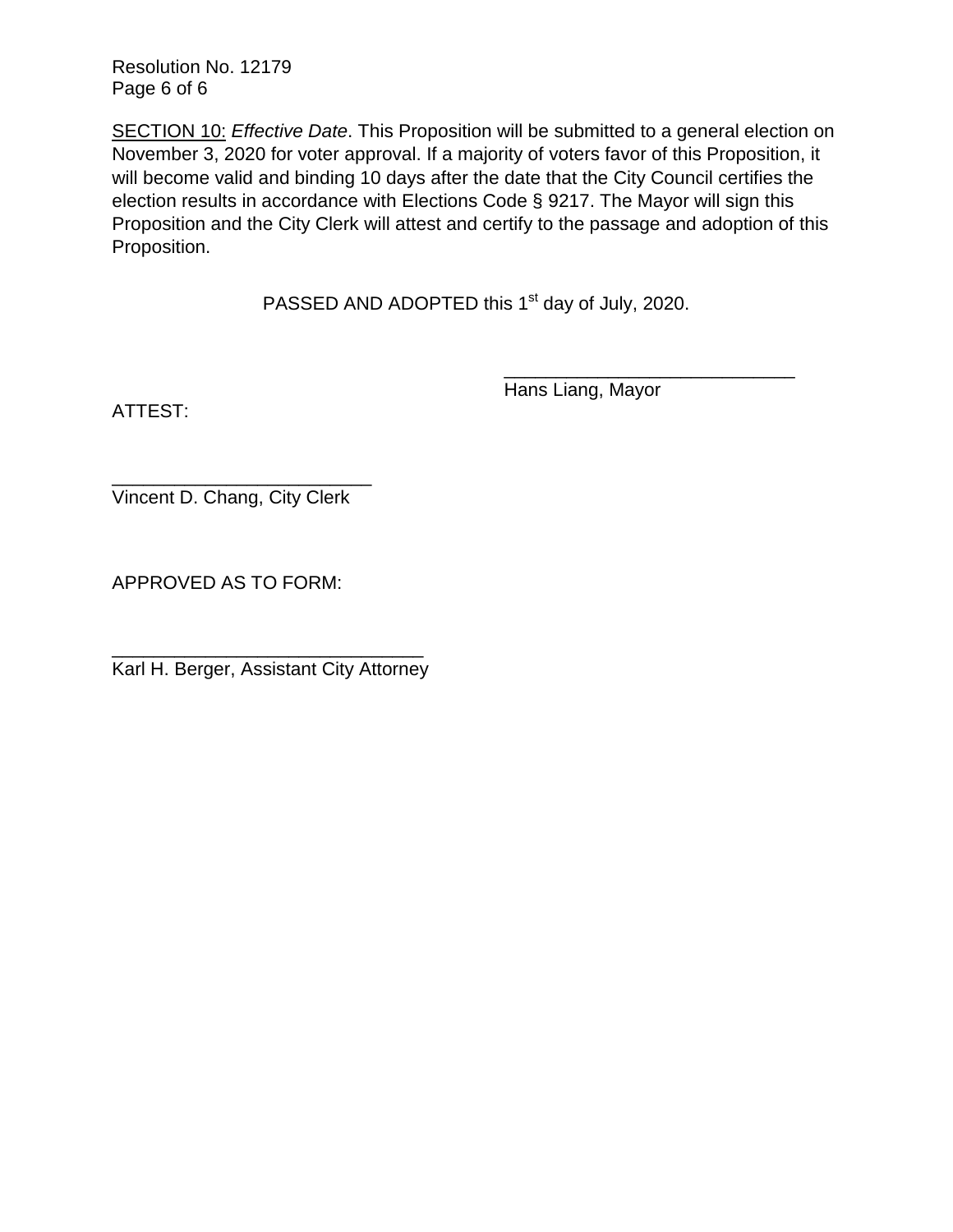SECTION 10: *Effective Date*. This Proposition will be submitted to a general election on November 3, 2020 for voter approval. If a majority of voters favor of this Proposition, it will become valid and binding 10 days after the date that the City Council certifies the election results in accordance with Elections Code § 9217. The Mayor will sign this Proposition and the City Clerk will attest and certify to the passage and adoption of this Proposition.

PASSED AND ADOPTED this 1st day of July, 2020.

\_\_\_\_\_\_\_\_\_\_\_\_\_\_\_\_\_\_\_\_\_\_\_\_\_\_\_\_
Hans Liang, Mayor

ATTEST:

\_\_\_\_\_\_\_\_\_\_\_\_\_\_\_\_\_\_\_\_\_\_\_\_\_
Vincent D. Chang, City Clerk

APPROVED AS TO FORM:

\_\_\_\_\_\_\_\_\_\_\_\_\_\_\_\_\_\_\_\_\_\_\_\_\_\_\_\_\_\_
Karl H. Berger, Assistant City Attorney